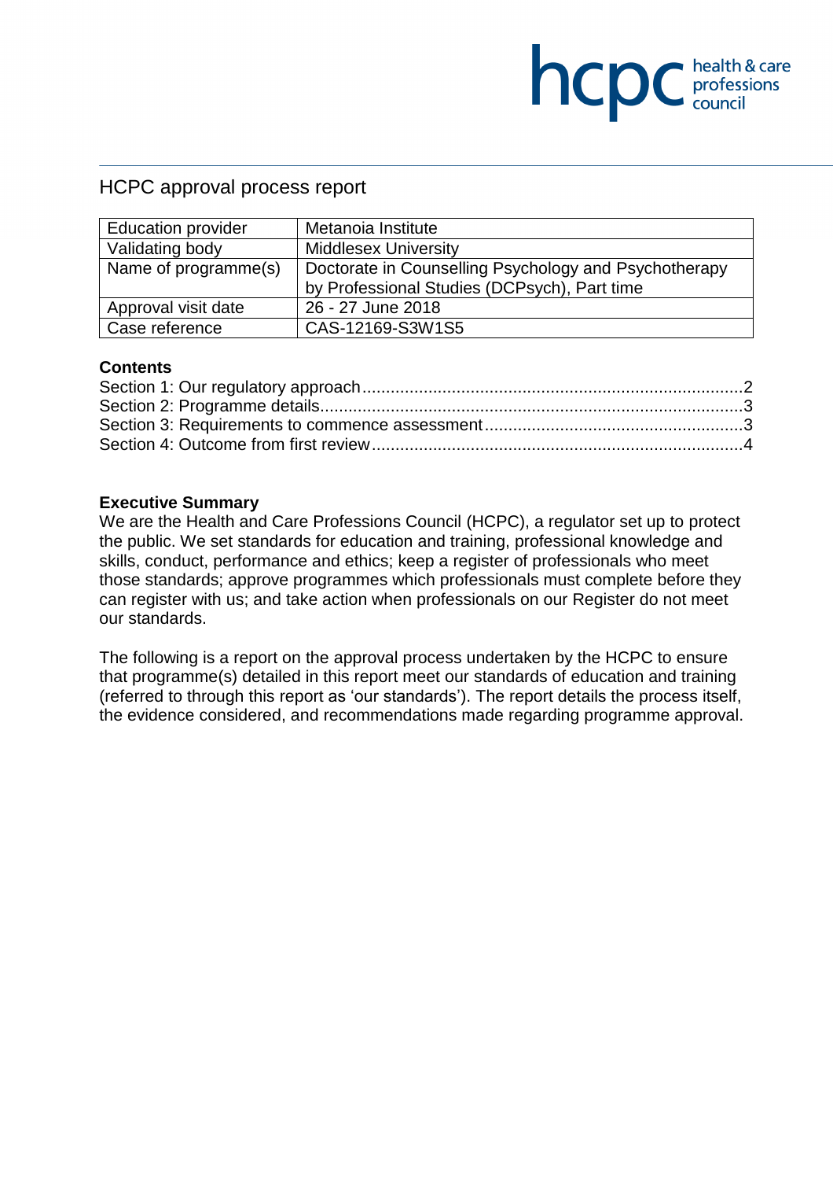hcpc health & care professions council

# HCPC approval process report

| Education provider | Metanoia Institute |
|---|---|
| Validating body | Middlesex University |
| Name of programme(s) | Doctorate in Counselling Psychology and Psychotherapy by Professional Studies (DCPsych), Part time |
| Approval visit date | 26 - 27 June 2018 |
| Case reference | CAS-12169-S3W1S5 |

**Contents**

Section 1: Our regulatory approach ................................................................................2
Section 2: Programme details.........................................................................................3
Section 3: Requirements to commence assessment.......................................................3
Section 4: Outcome from first review..............................................................................4

**Executive Summary**

We are the Health and Care Professions Council (HCPC), a regulator set up to protect the public. We set standards for education and training, professional knowledge and skills, conduct, performance and ethics; keep a register of professionals who meet those standards; approve programmes which professionals must complete before they can register with us; and take action when professionals on our Register do not meet our standards.

The following is a report on the approval process undertaken by the HCPC to ensure that programme(s) detailed in this report meet our standards of education and training (referred to through this report as 'our standards'). The report details the process itself, the evidence considered, and recommendations made regarding programme approval.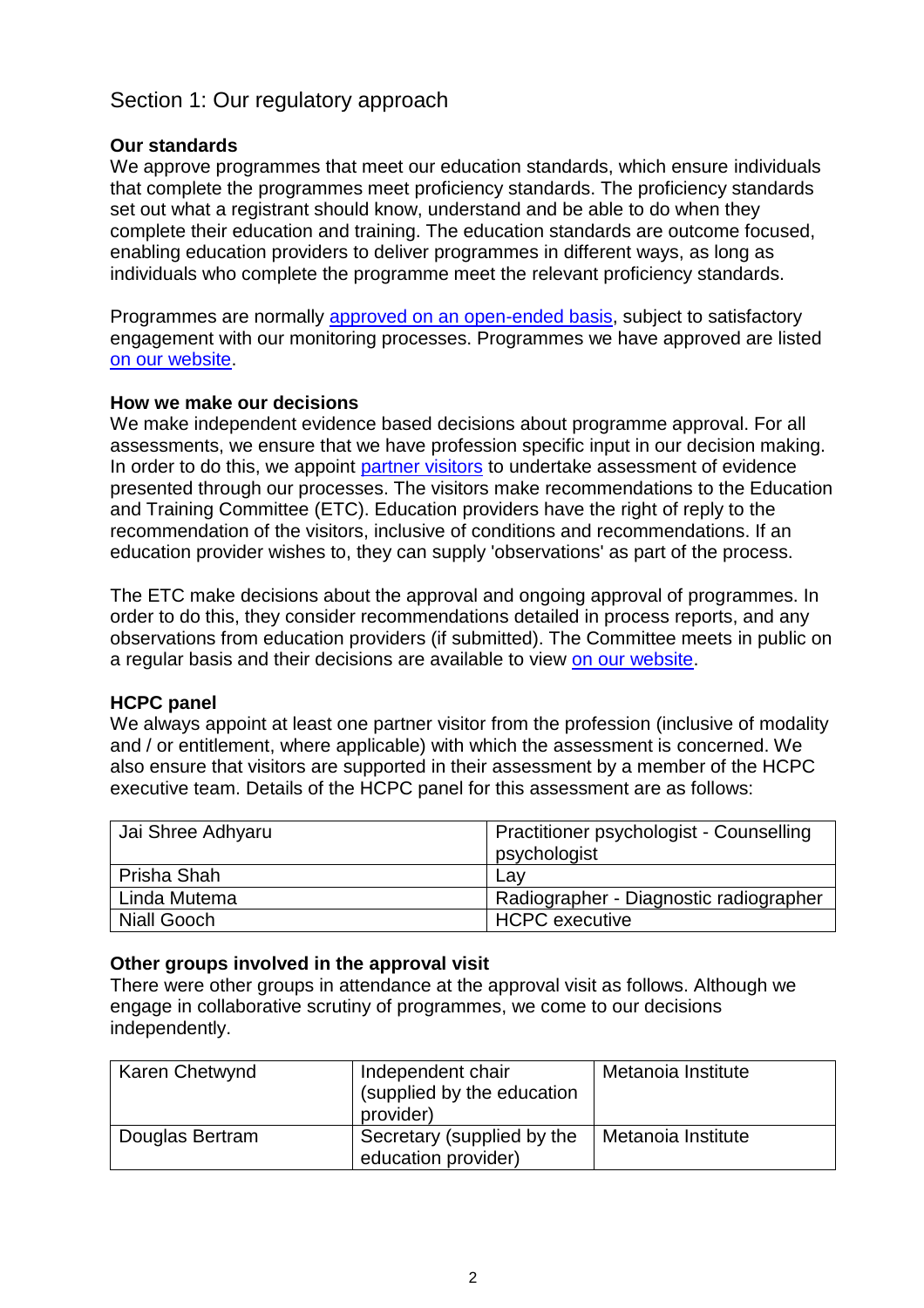## Section 1: Our regulatory approach

**Our standards**
We approve programmes that meet our education standards, which ensure individuals that complete the programmes meet proficiency standards. The proficiency standards set out what a registrant should know, understand and be able to do when they complete their education and training. The education standards are outcome focused, enabling education providers to deliver programmes in different ways, as long as individuals who complete the programme meet the relevant proficiency standards.

Programmes are normally [approved on an open-ended basis](), subject to satisfactory engagement with our monitoring processes. Programmes we have approved are listed [on our website]().

**How we make our decisions**
We make independent evidence based decisions about programme approval. For all assessments, we ensure that we have profession specific input in our decision making. In order to do this, we appoint [partner visitors]() to undertake assessment of evidence presented through our processes. The visitors make recommendations to the Education and Training Committee (ETC). Education providers have the right of reply to the recommendation of the visitors, inclusive of conditions and recommendations. If an education provider wishes to, they can supply 'observations' as part of the process.

The ETC make decisions about the approval and ongoing approval of programmes. In order to do this, they consider recommendations detailed in process reports, and any observations from education providers (if submitted). The Committee meets in public on a regular basis and their decisions are available to view [on our website]().

**HCPC panel**
We always appoint at least one partner visitor from the profession (inclusive of modality and / or entitlement, where applicable) with which the assessment is concerned. We also ensure that visitors are supported in their assessment by a member of the HCPC executive team. Details of the HCPC panel for this assessment are as follows:

| | |
|---|---|
| Jai Shree Adhyaru | Practitioner psychologist - Counselling psychologist |
| Prisha Shah | Lay |
| Linda Mutema | Radiographer - Diagnostic radiographer |
| Niall Gooch | HCPC executive |

**Other groups involved in the approval visit**
There were other groups in attendance at the approval visit as follows. Although we engage in collaborative scrutiny of programmes, we come to our decisions independently.

| | | |
|---|---|---|
| Karen Chetwynd | Independent chair (supplied by the education provider) | Metanoia Institute |
| Douglas Bertram | Secretary (supplied by the education provider) | Metanoia Institute |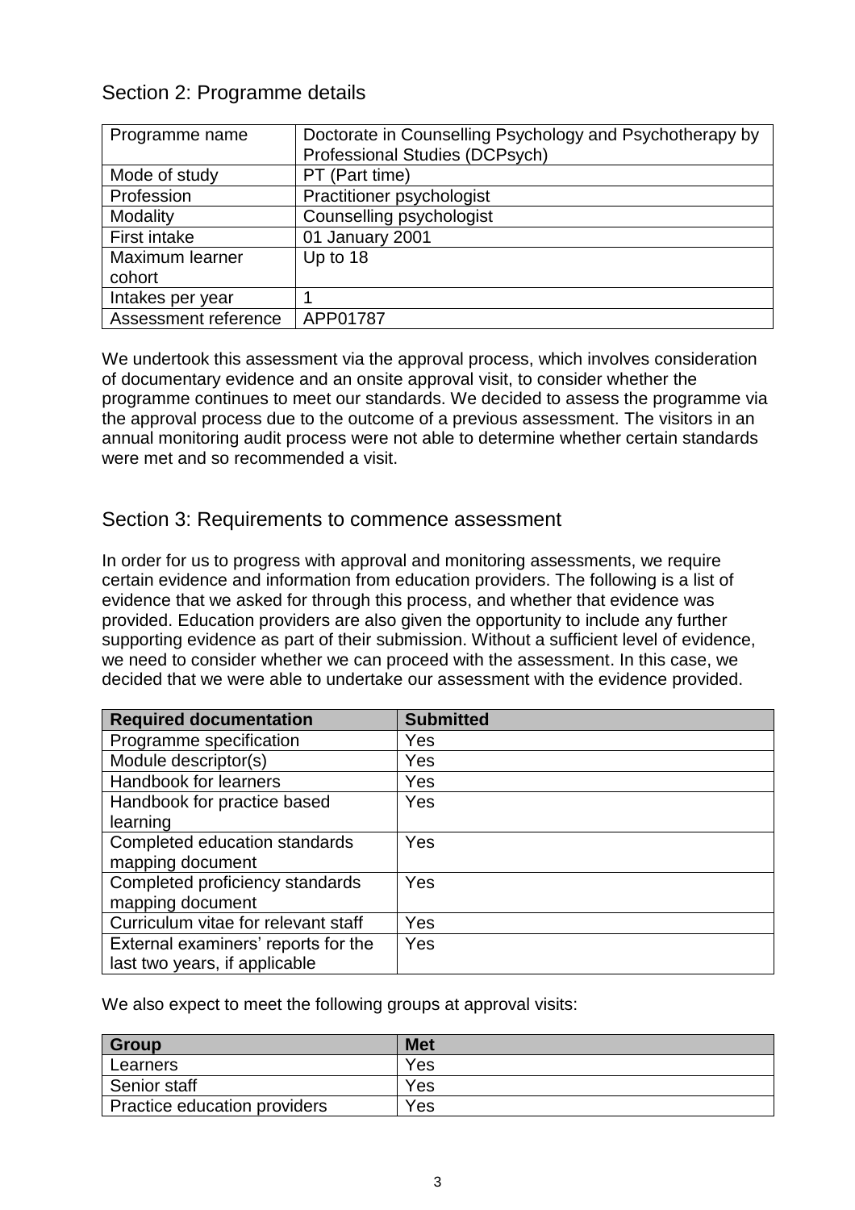## Section 2: Programme details

| Programme name | Doctorate in Counselling Psychology and Psychotherapy by Professional Studies (DCPsych) |
|---|---|
| Mode of study | PT (Part time) |
| Profession | Practitioner psychologist |
| Modality | Counselling psychologist |
| First intake | 01 January 2001 |
| Maximum learner cohort | Up to 18 |
| Intakes per year | 1 |
| Assessment reference | APP01787 |

We undertook this assessment via the approval process, which involves consideration of documentary evidence and an onsite approval visit, to consider whether the programme continues to meet our standards. We decided to assess the programme via the approval process due to the outcome of a previous assessment. The visitors in an annual monitoring audit process were not able to determine whether certain standards were met and so recommended a visit.

## Section 3: Requirements to commence assessment

In order for us to progress with approval and monitoring assessments, we require certain evidence and information from education providers. The following is a list of evidence that we asked for through this process, and whether that evidence was provided. Education providers are also given the opportunity to include any further supporting evidence as part of their submission. Without a sufficient level of evidence, we need to consider whether we can proceed with the assessment. In this case, we decided that we were able to undertake our assessment with the evidence provided.

| Required documentation | Submitted |
|---|---|
| Programme specification | Yes |
| Module descriptor(s) | Yes |
| Handbook for learners | Yes |
| Handbook for practice based learning | Yes |
| Completed education standards mapping document | Yes |
| Completed proficiency standards mapping document | Yes |
| Curriculum vitae for relevant staff | Yes |
| External examiners' reports for the last two years, if applicable | Yes |

We also expect to meet the following groups at approval visits:

| Group | Met |
|---|---|
| Learners | Yes |
| Senior staff | Yes |
| Practice education providers | Yes |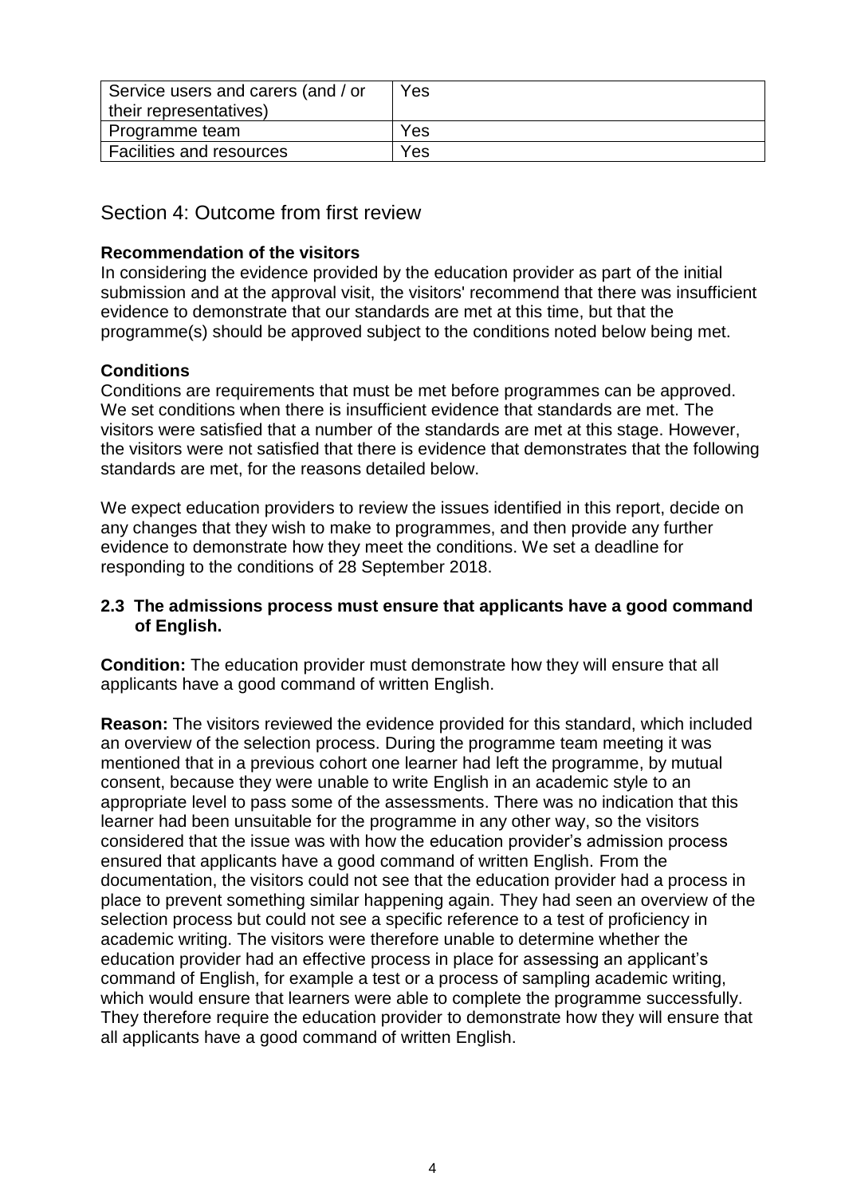| Service users and carers (and / or their representatives) | Yes |
|---|---|
| Programme team | Yes |
| Facilities and resources | Yes |

## Section 4: Outcome from first review

**Recommendation of the visitors**

In considering the evidence provided by the education provider as part of the initial submission and at the approval visit, the visitors' recommend that there was insufficient evidence to demonstrate that our standards are met at this time, but that the programme(s) should be approved subject to the conditions noted below being met.

**Conditions**

Conditions are requirements that must be met before programmes can be approved. We set conditions when there is insufficient evidence that standards are met. The visitors were satisfied that a number of the standards are met at this stage. However, the visitors were not satisfied that there is evidence that demonstrates that the following standards are met, for the reasons detailed below.

We expect education providers to review the issues identified in this report, decide on any changes that they wish to make to programmes, and then provide any further evidence to demonstrate how they meet the conditions. We set a deadline for responding to the conditions of 28 September 2018.

**2.3 The admissions process must ensure that applicants have a good command of English.**

**Condition:** The education provider must demonstrate how they will ensure that all applicants have a good command of written English.

**Reason:** The visitors reviewed the evidence provided for this standard, which included an overview of the selection process. During the programme team meeting it was mentioned that in a previous cohort one learner had left the programme, by mutual consent, because they were unable to write English in an academic style to an appropriate level to pass some of the assessments. There was no indication that this learner had been unsuitable for the programme in any other way, so the visitors considered that the issue was with how the education provider's admission process ensured that applicants have a good command of written English. From the documentation, the visitors could not see that the education provider had a process in place to prevent something similar happening again. They had seen an overview of the selection process but could not see a specific reference to a test of proficiency in academic writing. The visitors were therefore unable to determine whether the education provider had an effective process in place for assessing an applicant's command of English, for example a test or a process of sampling academic writing, which would ensure that learners were able to complete the programme successfully. They therefore require the education provider to demonstrate how they will ensure that all applicants have a good command of written English.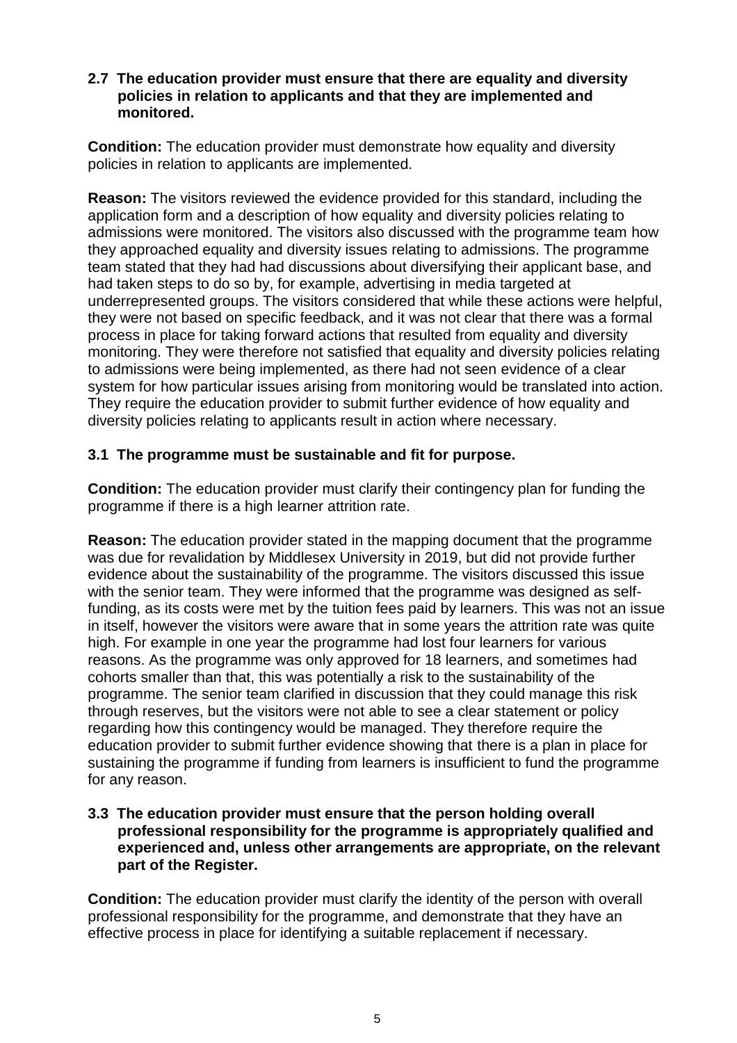**2.7 The education provider must ensure that there are equality and diversity policies in relation to applicants and that they are implemented and monitored.**

**Condition:** The education provider must demonstrate how equality and diversity policies in relation to applicants are implemented.

**Reason:** The visitors reviewed the evidence provided for this standard, including the application form and a description of how equality and diversity policies relating to admissions were monitored. The visitors also discussed with the programme team how they approached equality and diversity issues relating to admissions. The programme team stated that they had had discussions about diversifying their applicant base, and had taken steps to do so by, for example, advertising in media targeted at underrepresented groups. The visitors considered that while these actions were helpful, they were not based on specific feedback, and it was not clear that there was a formal process in place for taking forward actions that resulted from equality and diversity monitoring. They were therefore not satisfied that equality and diversity policies relating to admissions were being implemented, as there had not seen evidence of a clear system for how particular issues arising from monitoring would be translated into action. They require the education provider to submit further evidence of how equality and diversity policies relating to applicants result in action where necessary.

**3.1 The programme must be sustainable and fit for purpose.**

**Condition:** The education provider must clarify their contingency plan for funding the programme if there is a high learner attrition rate.

**Reason:** The education provider stated in the mapping document that the programme was due for revalidation by Middlesex University in 2019, but did not provide further evidence about the sustainability of the programme. The visitors discussed this issue with the senior team. They were informed that the programme was designed as self-funding, as its costs were met by the tuition fees paid by learners. This was not an issue in itself, however the visitors were aware that in some years the attrition rate was quite high. For example in one year the programme had lost four learners for various reasons. As the programme was only approved for 18 learners, and sometimes had cohorts smaller than that, this was potentially a risk to the sustainability of the programme. The senior team clarified in discussion that they could manage this risk through reserves, but the visitors were not able to see a clear statement or policy regarding how this contingency would be managed. They therefore require the education provider to submit further evidence showing that there is a plan in place for sustaining the programme if funding from learners is insufficient to fund the programme for any reason.

**3.3 The education provider must ensure that the person holding overall professional responsibility for the programme is appropriately qualified and experienced and, unless other arrangements are appropriate, on the relevant part of the Register.**

**Condition:** The education provider must clarify the identity of the person with overall professional responsibility for the programme, and demonstrate that they have an effective process in place for identifying a suitable replacement if necessary.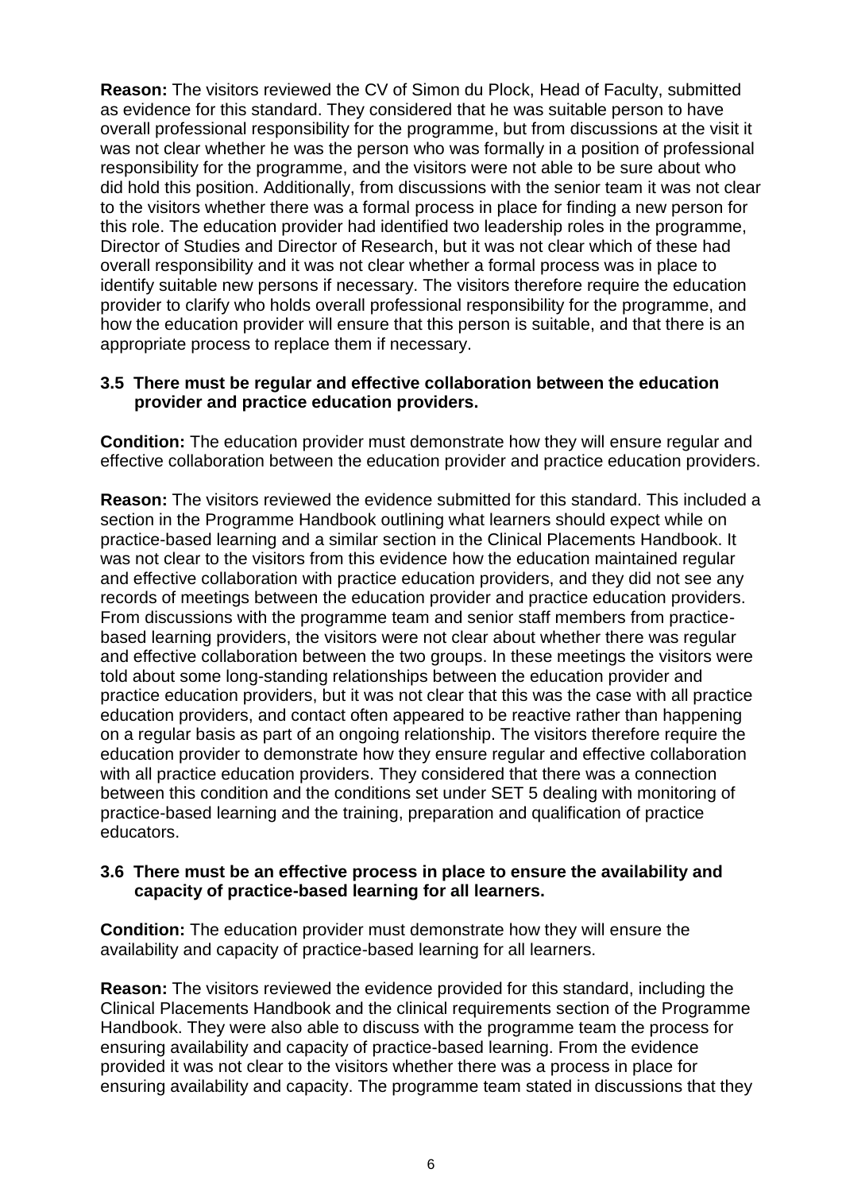**Reason:** The visitors reviewed the CV of Simon du Plock, Head of Faculty, submitted as evidence for this standard. They considered that he was suitable person to have overall professional responsibility for the programme, but from discussions at the visit it was not clear whether he was the person who was formally in a position of professional responsibility for the programme, and the visitors were not able to be sure about who did hold this position. Additionally, from discussions with the senior team it was not clear to the visitors whether there was a formal process in place for finding a new person for this role. The education provider had identified two leadership roles in the programme, Director of Studies and Director of Research, but it was not clear which of these had overall responsibility and it was not clear whether a formal process was in place to identify suitable new persons if necessary. The visitors therefore require the education provider to clarify who holds overall professional responsibility for the programme, and how the education provider will ensure that this person is suitable, and that there is an appropriate process to replace them if necessary.

**3.5 There must be regular and effective collaboration between the education provider and practice education providers.**

**Condition:** The education provider must demonstrate how they will ensure regular and effective collaboration between the education provider and practice education providers.

**Reason:** The visitors reviewed the evidence submitted for this standard. This included a section in the Programme Handbook outlining what learners should expect while on practice-based learning and a similar section in the Clinical Placements Handbook. It was not clear to the visitors from this evidence how the education maintained regular and effective collaboration with practice education providers, and they did not see any records of meetings between the education provider and practice education providers. From discussions with the programme team and senior staff members from practice-based learning providers, the visitors were not clear about whether there was regular and effective collaboration between the two groups. In these meetings the visitors were told about some long-standing relationships between the education provider and practice education providers, but it was not clear that this was the case with all practice education providers, and contact often appeared to be reactive rather than happening on a regular basis as part of an ongoing relationship. The visitors therefore require the education provider to demonstrate how they ensure regular and effective collaboration with all practice education providers. They considered that there was a connection between this condition and the conditions set under SET 5 dealing with monitoring of practice-based learning and the training, preparation and qualification of practice educators.

**3.6 There must be an effective process in place to ensure the availability and capacity of practice-based learning for all learners.**

**Condition:** The education provider must demonstrate how they will ensure the availability and capacity of practice-based learning for all learners.

**Reason:** The visitors reviewed the evidence provided for this standard, including the Clinical Placements Handbook and the clinical requirements section of the Programme Handbook. They were also able to discuss with the programme team the process for ensuring availability and capacity of practice-based learning. From the evidence provided it was not clear to the visitors whether there was a process in place for ensuring availability and capacity. The programme team stated in discussions that they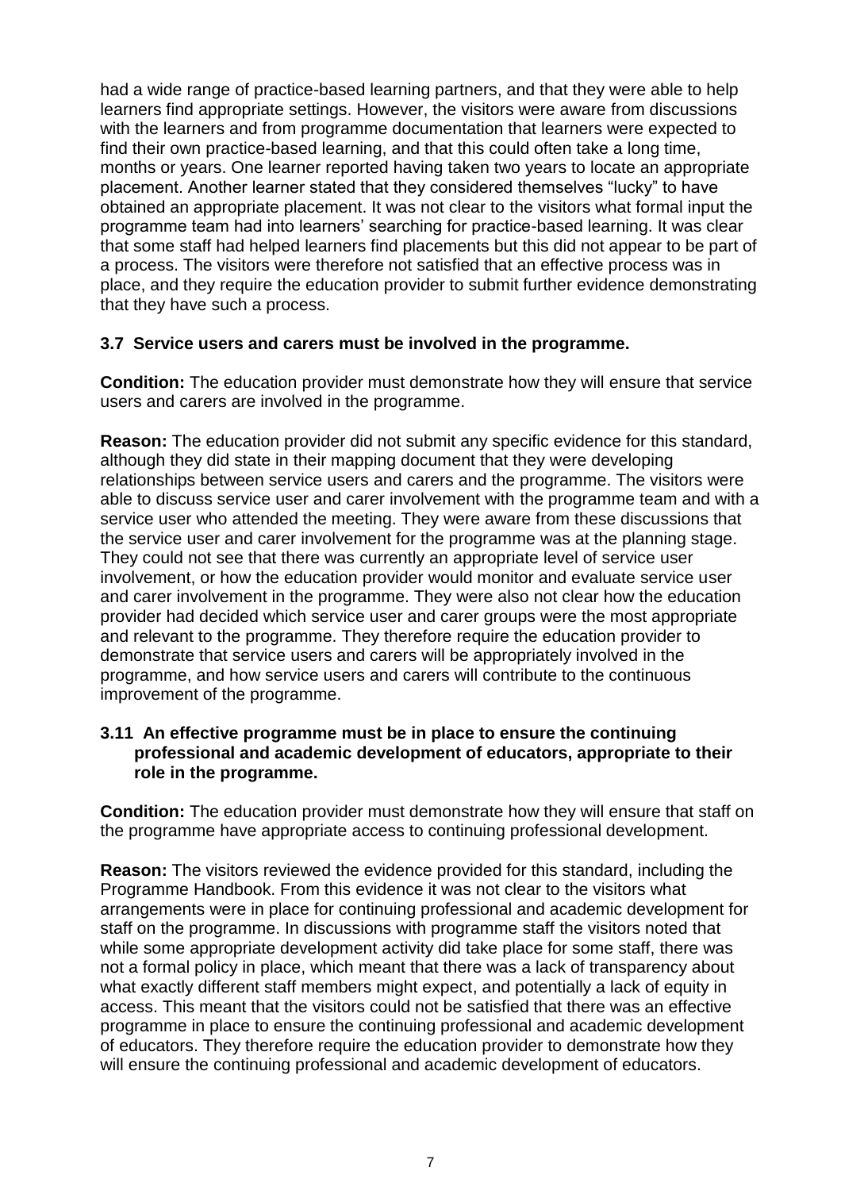had a wide range of practice-based learning partners, and that they were able to help learners find appropriate settings. However, the visitors were aware from discussions with the learners and from programme documentation that learners were expected to find their own practice-based learning, and that this could often take a long time, months or years. One learner reported having taken two years to locate an appropriate placement. Another learner stated that they considered themselves "lucky" to have obtained an appropriate placement. It was not clear to the visitors what formal input the programme team had into learners' searching for practice-based learning. It was clear that some staff had helped learners find placements but this did not appear to be part of a process. The visitors were therefore not satisfied that an effective process was in place, and they require the education provider to submit further evidence demonstrating that they have such a process.

**3.7 Service users and carers must be involved in the programme.**

**Condition:** The education provider must demonstrate how they will ensure that service users and carers are involved in the programme.

**Reason:** The education provider did not submit any specific evidence for this standard, although they did state in their mapping document that they were developing relationships between service users and carers and the programme. The visitors were able to discuss service user and carer involvement with the programme team and with a service user who attended the meeting. They were aware from these discussions that the service user and carer involvement for the programme was at the planning stage. They could not see that there was currently an appropriate level of service user involvement, or how the education provider would monitor and evaluate service user and carer involvement in the programme. They were also not clear how the education provider had decided which service user and carer groups were the most appropriate and relevant to the programme. They therefore require the education provider to demonstrate that service users and carers will be appropriately involved in the programme, and how service users and carers will contribute to the continuous improvement of the programme.

**3.11 An effective programme must be in place to ensure the continuing professional and academic development of educators, appropriate to their role in the programme.**

**Condition:** The education provider must demonstrate how they will ensure that staff on the programme have appropriate access to continuing professional development.

**Reason:** The visitors reviewed the evidence provided for this standard, including the Programme Handbook. From this evidence it was not clear to the visitors what arrangements were in place for continuing professional and academic development for staff on the programme. In discussions with programme staff the visitors noted that while some appropriate development activity did take place for some staff, there was not a formal policy in place, which meant that there was a lack of transparency about what exactly different staff members might expect, and potentially a lack of equity in access. This meant that the visitors could not be satisfied that there was an effective programme in place to ensure the continuing professional and academic development of educators. They therefore require the education provider to demonstrate how they will ensure the continuing professional and academic development of educators.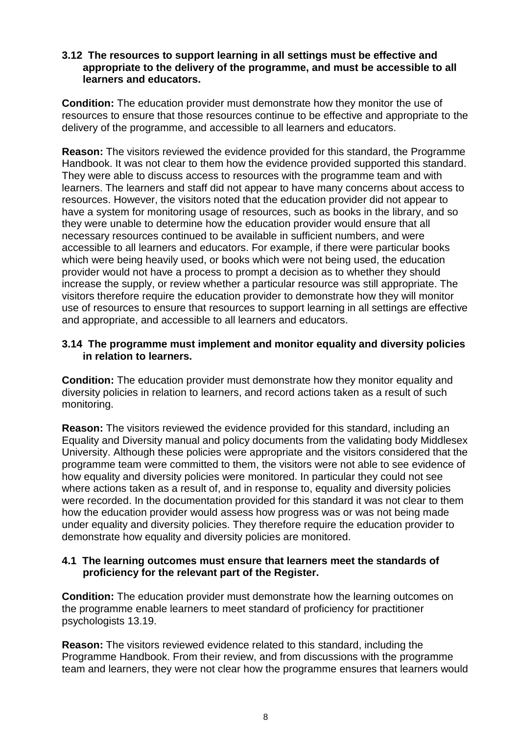**3.12 The resources to support learning in all settings must be effective and appropriate to the delivery of the programme, and must be accessible to all learners and educators.**

**Condition:** The education provider must demonstrate how they monitor the use of resources to ensure that those resources continue to be effective and appropriate to the delivery of the programme, and accessible to all learners and educators.

**Reason:** The visitors reviewed the evidence provided for this standard, the Programme Handbook. It was not clear to them how the evidence provided supported this standard. They were able to discuss access to resources with the programme team and with learners. The learners and staff did not appear to have many concerns about access to resources. However, the visitors noted that the education provider did not appear to have a system for monitoring usage of resources, such as books in the library, and so they were unable to determine how the education provider would ensure that all necessary resources continued to be available in sufficient numbers, and were accessible to all learners and educators. For example, if there were particular books which were being heavily used, or books which were not being used, the education provider would not have a process to prompt a decision as to whether they should increase the supply, or review whether a particular resource was still appropriate. The visitors therefore require the education provider to demonstrate how they will monitor use of resources to ensure that resources to support learning in all settings are effective and appropriate, and accessible to all learners and educators.

**3.14 The programme must implement and monitor equality and diversity policies in relation to learners.**

**Condition:** The education provider must demonstrate how they monitor equality and diversity policies in relation to learners, and record actions taken as a result of such monitoring.

**Reason:** The visitors reviewed the evidence provided for this standard, including an Equality and Diversity manual and policy documents from the validating body Middlesex University. Although these policies were appropriate and the visitors considered that the programme team were committed to them, the visitors were not able to see evidence of how equality and diversity policies were monitored. In particular they could not see where actions taken as a result of, and in response to, equality and diversity policies were recorded. In the documentation provided for this standard it was not clear to them how the education provider would assess how progress was or was not being made under equality and diversity policies. They therefore require the education provider to demonstrate how equality and diversity policies are monitored.

**4.1 The learning outcomes must ensure that learners meet the standards of proficiency for the relevant part of the Register.**

**Condition:** The education provider must demonstrate how the learning outcomes on the programme enable learners to meet standard of proficiency for practitioner psychologists 13.19.

**Reason:** The visitors reviewed evidence related to this standard, including the Programme Handbook. From their review, and from discussions with the programme team and learners, they were not clear how the programme ensures that learners would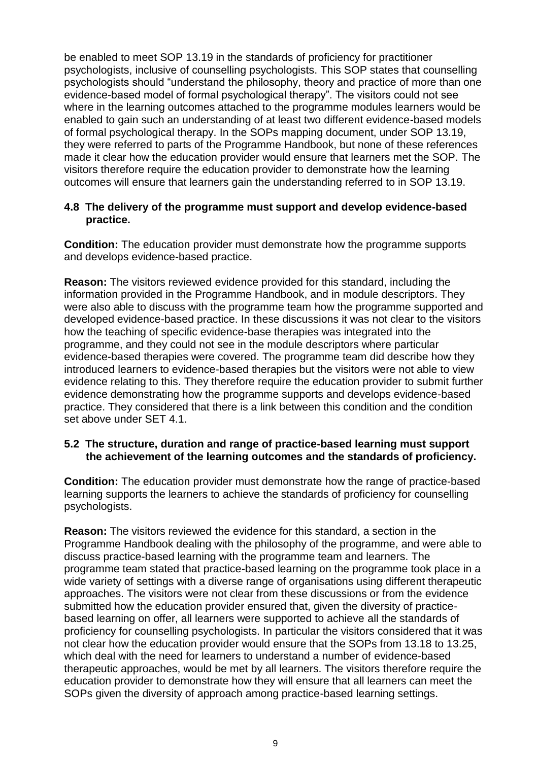be enabled to meet SOP 13.19 in the standards of proficiency for practitioner psychologists, inclusive of counselling psychologists. This SOP states that counselling psychologists should "understand the philosophy, theory and practice of more than one evidence-based model of formal psychological therapy". The visitors could not see where in the learning outcomes attached to the programme modules learners would be enabled to gain such an understanding of at least two different evidence-based models of formal psychological therapy. In the SOPs mapping document, under SOP 13.19, they were referred to parts of the Programme Handbook, but none of these references made it clear how the education provider would ensure that learners met the SOP. The visitors therefore require the education provider to demonstrate how the learning outcomes will ensure that learners gain the understanding referred to in SOP 13.19.

**4.8 The delivery of the programme must support and develop evidence-based practice.**

**Condition:** The education provider must demonstrate how the programme supports and develops evidence-based practice.

**Reason:** The visitors reviewed evidence provided for this standard, including the information provided in the Programme Handbook, and in module descriptors. They were also able to discuss with the programme team how the programme supported and developed evidence-based practice. In these discussions it was not clear to the visitors how the teaching of specific evidence-base therapies was integrated into the programme, and they could not see in the module descriptors where particular evidence-based therapies were covered. The programme team did describe how they introduced learners to evidence-based therapies but the visitors were not able to view evidence relating to this. They therefore require the education provider to submit further evidence demonstrating how the programme supports and develops evidence-based practice. They considered that there is a link between this condition and the condition set above under SET 4.1.

**5.2 The structure, duration and range of practice-based learning must support the achievement of the learning outcomes and the standards of proficiency.**

**Condition:** The education provider must demonstrate how the range of practice-based learning supports the learners to achieve the standards of proficiency for counselling psychologists.

**Reason:** The visitors reviewed the evidence for this standard, a section in the Programme Handbook dealing with the philosophy of the programme, and were able to discuss practice-based learning with the programme team and learners. The programme team stated that practice-based learning on the programme took place in a wide variety of settings with a diverse range of organisations using different therapeutic approaches. The visitors were not clear from these discussions or from the evidence submitted how the education provider ensured that, given the diversity of practice-based learning on offer, all learners were supported to achieve all the standards of proficiency for counselling psychologists. In particular the visitors considered that it was not clear how the education provider would ensure that the SOPs from 13.18 to 13.25, which deal with the need for learners to understand a number of evidence-based therapeutic approaches, would be met by all learners. The visitors therefore require the education provider to demonstrate how they will ensure that all learners can meet the SOPs given the diversity of approach among practice-based learning settings.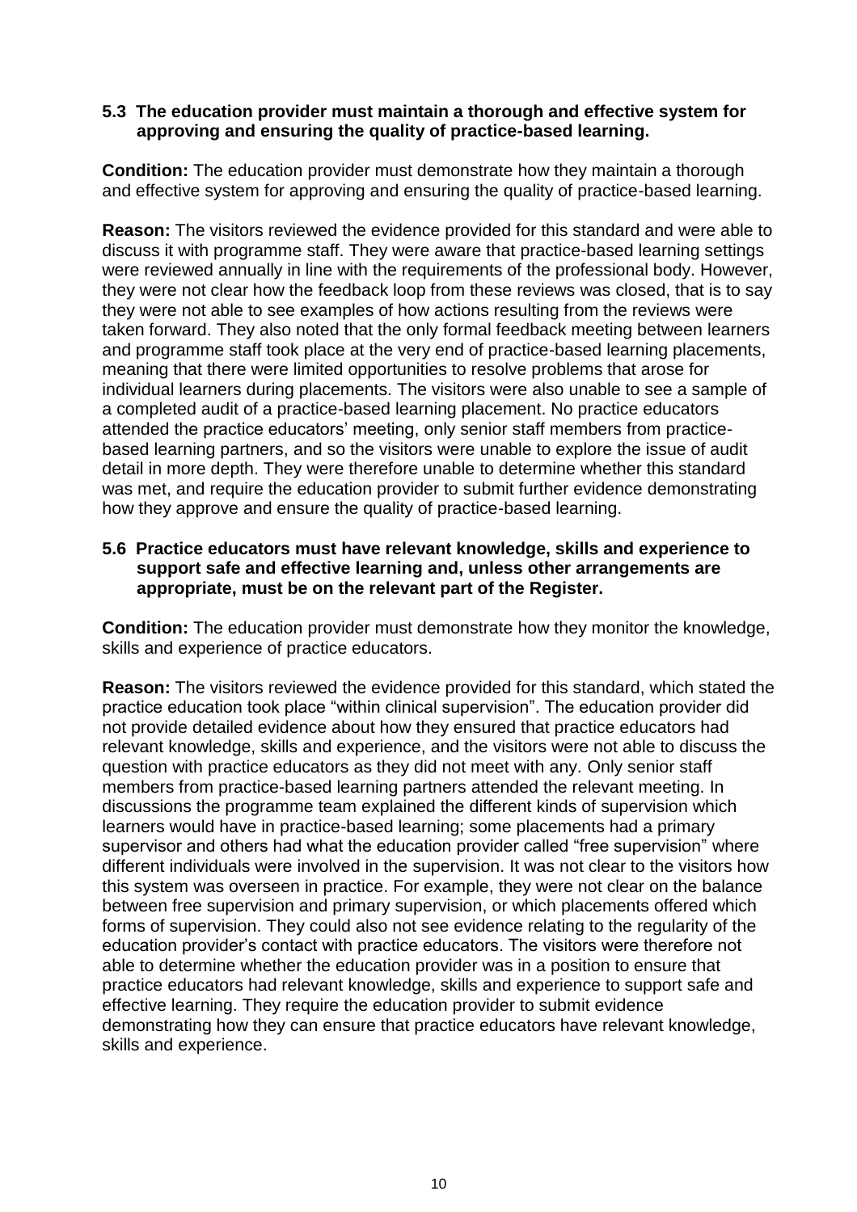**5.3 The education provider must maintain a thorough and effective system for approving and ensuring the quality of practice-based learning.**

**Condition:** The education provider must demonstrate how they maintain a thorough and effective system for approving and ensuring the quality of practice-based learning.

**Reason:** The visitors reviewed the evidence provided for this standard and were able to discuss it with programme staff. They were aware that practice-based learning settings were reviewed annually in line with the requirements of the professional body. However, they were not clear how the feedback loop from these reviews was closed, that is to say they were not able to see examples of how actions resulting from the reviews were taken forward. They also noted that the only formal feedback meeting between learners and programme staff took place at the very end of practice-based learning placements, meaning that there were limited opportunities to resolve problems that arose for individual learners during placements. The visitors were also unable to see a sample of a completed audit of a practice-based learning placement. No practice educators attended the practice educators' meeting, only senior staff members from practice-based learning partners, and so the visitors were unable to explore the issue of audit detail in more depth. They were therefore unable to determine whether this standard was met, and require the education provider to submit further evidence demonstrating how they approve and ensure the quality of practice-based learning.

**5.6 Practice educators must have relevant knowledge, skills and experience to support safe and effective learning and, unless other arrangements are appropriate, must be on the relevant part of the Register.**

**Condition:** The education provider must demonstrate how they monitor the knowledge, skills and experience of practice educators.

**Reason:** The visitors reviewed the evidence provided for this standard, which stated the practice education took place "within clinical supervision". The education provider did not provide detailed evidence about how they ensured that practice educators had relevant knowledge, skills and experience, and the visitors were not able to discuss the question with practice educators as they did not meet with any. Only senior staff members from practice-based learning partners attended the relevant meeting. In discussions the programme team explained the different kinds of supervision which learners would have in practice-based learning; some placements had a primary supervisor and others had what the education provider called "free supervision" where different individuals were involved in the supervision. It was not clear to the visitors how this system was overseen in practice. For example, they were not clear on the balance between free supervision and primary supervision, or which placements offered which forms of supervision. They could also not see evidence relating to the regularity of the education provider's contact with practice educators. The visitors were therefore not able to determine whether the education provider was in a position to ensure that practice educators had relevant knowledge, skills and experience to support safe and effective learning. They require the education provider to submit evidence demonstrating how they can ensure that practice educators have relevant knowledge, skills and experience.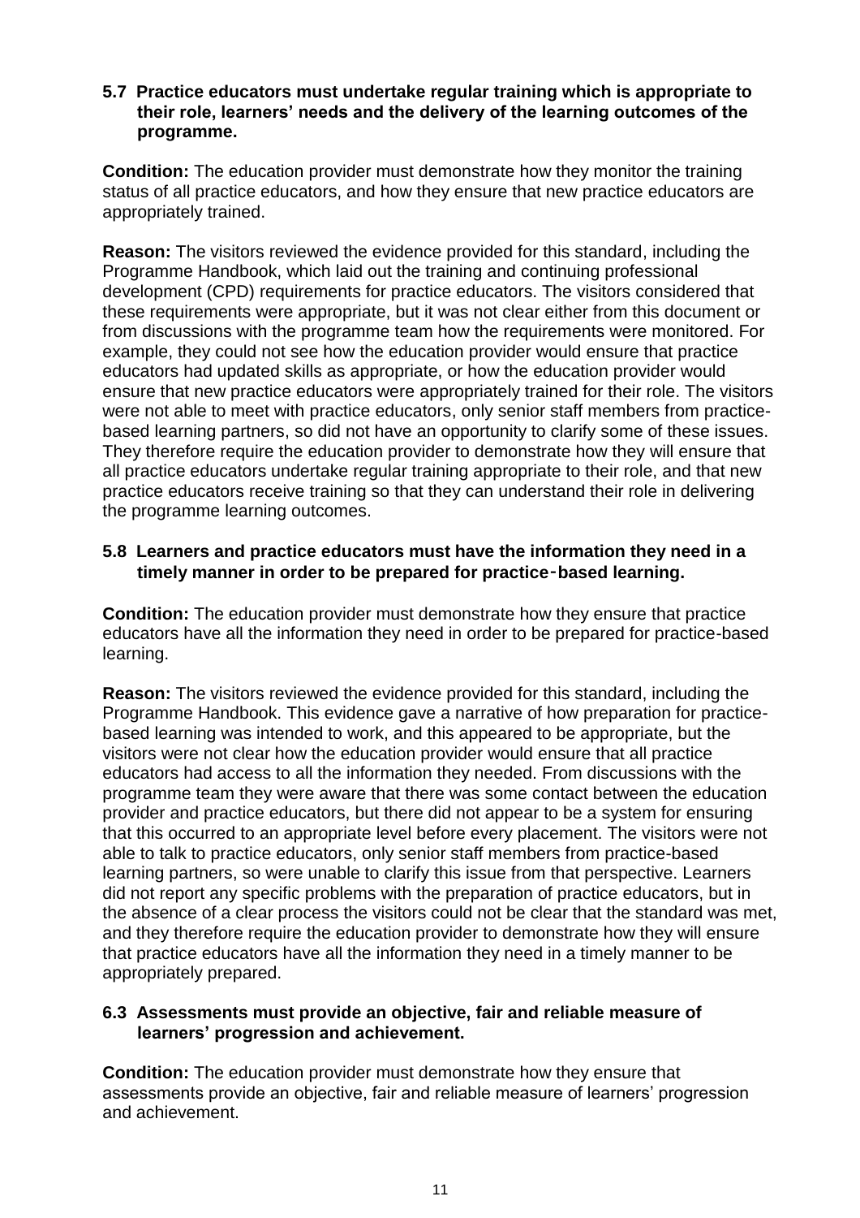**5.7 Practice educators must undertake regular training which is appropriate to their role, learners' needs and the delivery of the learning outcomes of the programme.**

**Condition:** The education provider must demonstrate how they monitor the training status of all practice educators, and how they ensure that new practice educators are appropriately trained.

**Reason:** The visitors reviewed the evidence provided for this standard, including the Programme Handbook, which laid out the training and continuing professional development (CPD) requirements for practice educators. The visitors considered that these requirements were appropriate, but it was not clear either from this document or from discussions with the programme team how the requirements were monitored. For example, they could not see how the education provider would ensure that practice educators had updated skills as appropriate, or how the education provider would ensure that new practice educators were appropriately trained for their role. The visitors were not able to meet with practice educators, only senior staff members from practice-based learning partners, so did not have an opportunity to clarify some of these issues. They therefore require the education provider to demonstrate how they will ensure that all practice educators undertake regular training appropriate to their role, and that new practice educators receive training so that they can understand their role in delivering the programme learning outcomes.

**5.8 Learners and practice educators must have the information they need in a timely manner in order to be prepared for practice-based learning.**

**Condition:** The education provider must demonstrate how they ensure that practice educators have all the information they need in order to be prepared for practice-based learning.

**Reason:** The visitors reviewed the evidence provided for this standard, including the Programme Handbook. This evidence gave a narrative of how preparation for practice-based learning was intended to work, and this appeared to be appropriate, but the visitors were not clear how the education provider would ensure that all practice educators had access to all the information they needed. From discussions with the programme team they were aware that there was some contact between the education provider and practice educators, but there did not appear to be a system for ensuring that this occurred to an appropriate level before every placement. The visitors were not able to talk to practice educators, only senior staff members from practice-based learning partners, so were unable to clarify this issue from that perspective. Learners did not report any specific problems with the preparation of practice educators, but in the absence of a clear process the visitors could not be clear that the standard was met, and they therefore require the education provider to demonstrate how they will ensure that practice educators have all the information they need in a timely manner to be appropriately prepared.

**6.3 Assessments must provide an objective, fair and reliable measure of learners' progression and achievement.**

**Condition:** The education provider must demonstrate how they ensure that assessments provide an objective, fair and reliable measure of learners' progression and achievement.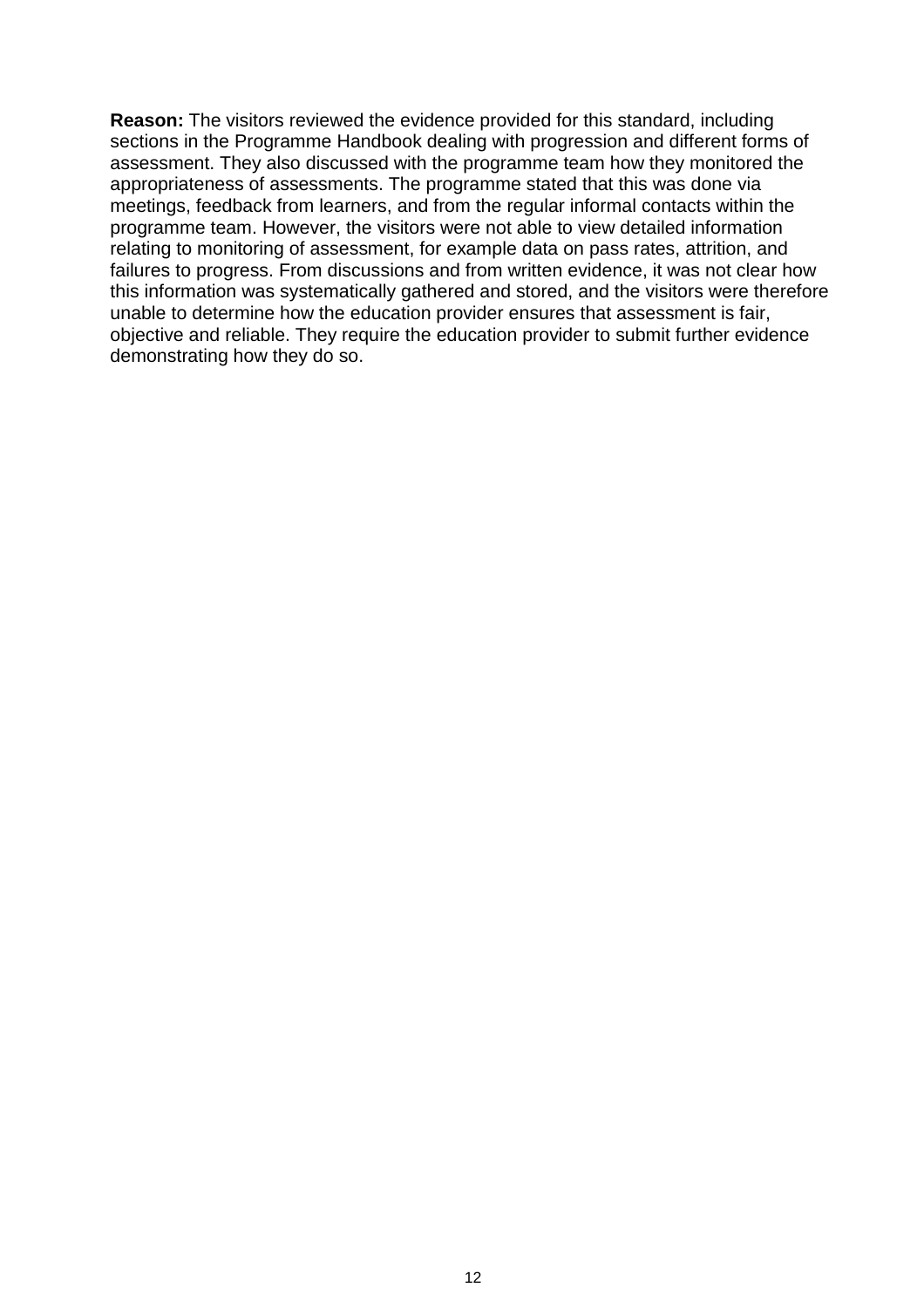**Reason:** The visitors reviewed the evidence provided for this standard, including sections in the Programme Handbook dealing with progression and different forms of assessment. They also discussed with the programme team how they monitored the appropriateness of assessments. The programme stated that this was done via meetings, feedback from learners, and from the regular informal contacts within the programme team. However, the visitors were not able to view detailed information relating to monitoring of assessment, for example data on pass rates, attrition, and failures to progress. From discussions and from written evidence, it was not clear how this information was systematically gathered and stored, and the visitors were therefore unable to determine how the education provider ensures that assessment is fair, objective and reliable. They require the education provider to submit further evidence demonstrating how they do so.